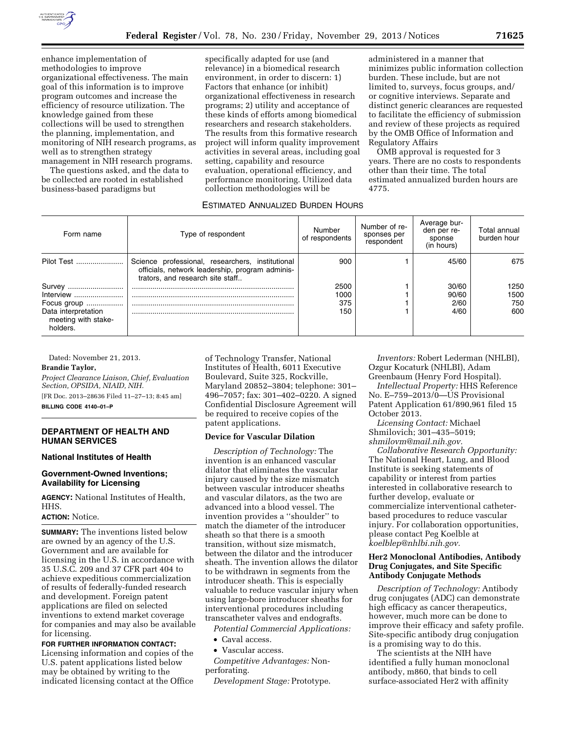enhance implementation of methodologies to improve organizational effectiveness. The main goal of this information is to improve program outcomes and increase the efficiency of resource utilization. The knowledge gained from these collections will be used to strengthen the planning, implementation, and monitoring of NIH research programs, as well as to strengthen strategy management in NIH research programs.

The questions asked, and the data to be collected are rooted in established business-based paradigms but specifically adapted for use (and relevance) in a biomedical research environment, in order to discern: 1) Factors that enhance (or inhibit) organizational effectiveness in research programs; 2) utility and acceptance of these kinds of efforts among biomedical researchers and research stakeholders. The results from this formative research project will inform quality improvement activities in several areas, including goal setting, capability and resource evaluation, operational efficiency, and performance monitoring. Utilized data collection methodologies will be administered in a manner that minimizes public information collection burden. These include, but are not limited to, surveys, focus groups, and/or cognitive interviews. Separate and distinct generic clearances are requested to facilitate the efficiency of submission and review of these projects as required by the OMB Office of Information and Regulatory Affairs

OMB approval is requested for 3 years. There are no costs to respondents other than their time. The total estimated annualized burden hours are 4775.

ESTIMATED ANNUALIZED BURDEN HOURS

| Form name | Type of respondent | Number of respondents | Number of responses per respondent | Average burden per response (in hours) | Total annual burden hour |
|---|---|---|---|---|---|
| Pilot Test | Science professional, researchers, institutional officials, network leadership, program administrators, and research site staff.. | 900 | 1 | 45/60 | 675 |
| Survey | | 2500 | 1 | 30/60 | 1250 |
| Interview | | 1000 | 1 | 90/60 | 1500 |
| Focus group | | 375 | 1 | 2/60 | 750 |
| Data interpretation meeting with stakeholders. | | 150 | 1 | 4/60 | 600 |

Dated: November 21, 2013.

**Brandie Taylor,**

*Project Clearance Liaison, Chief, Evaluation Section, OPSIDA, NIAID, NIH.*

[FR Doc. 2013–28636 Filed 11–27–13; 8:45 am]

**BILLING CODE 4140–01–P**

## DEPARTMENT OF HEALTH AND HUMAN SERVICES

### National Institutes of Health

### Government-Owned Inventions; Availability for Licensing

**AGENCY:** National Institutes of Health, HHS.

**ACTION:** Notice.

**SUMMARY:** The inventions listed below are owned by an agency of the U.S. Government and are available for licensing in the U.S. in accordance with 35 U.S.C. 209 and 37 CFR part 404 to achieve expeditious commercialization of results of federally-funded research and development. Foreign patent applications are filed on selected inventions to extend market coverage for companies and may also be available for licensing.

**FOR FURTHER INFORMATION CONTACT:** Licensing information and copies of the U.S. patent applications listed below may be obtained by writing to the indicated licensing contact at the Office of Technology Transfer, National Institutes of Health, 6011 Executive Boulevard, Suite 325, Rockville, Maryland 20852–3804; telephone: 301–496–7057; fax: 301–402–0220. A signed Confidential Disclosure Agreement will be required to receive copies of the patent applications.

#### Device for Vascular Dilation

*Description of Technology:* The invention is an enhanced vascular dilator that eliminates the vascular injury caused by the size mismatch between vascular introducer sheaths and vascular dilators, as the two are advanced into a blood vessel. The invention provides a ''shoulder'' to match the diameter of the introducer sheath so that there is a smooth transition, without size mismatch, between the dilator and the introducer sheath. The invention allows the dilator to be withdrawn in segments from the introducer sheath. This is especially valuable to reduce vascular injury when using large-bore introducer sheaths for interventional procedures including transcatheter valves and endografts.

*Potential Commercial Applications:*

- Caval access.
- Vascular access.

*Competitive Advantages:* Non-perforating.

*Development Stage:* Prototype.

*Inventors:* Robert Lederman (NHLBI), Ozgur Kocaturk (NHLBI), Adam Greenbaum (Henry Ford Hospital).

*Intellectual Property:* HHS Reference No. E–759–2013/0—US Provisional Patent Application 61/890,961 filed 15 October 2013.

*Licensing Contact:* Michael Shmilovich; 301–435–5019; *shmilovm@mail.nih.gov.*

*Collaborative Research Opportunity:* The National Heart, Lung, and Blood Institute is seeking statements of capability or interest from parties interested in collaborative research to further develop, evaluate or commercialize interventional catheter-based procedures to reduce vascular injury. For collaboration opportunities, please contact Peg Koelble at *koelblep@nhlbi.nih.gov.*

#### Her2 Monoclonal Antibodies, Antibody Drug Conjugates, and Site Specific Antibody Conjugate Methods

*Description of Technology:* Antibody drug conjugates (ADC) can demonstrate high efficacy as cancer therapeutics, however, much more can be done to improve their efficacy and safety profile. Site-specific antibody drug conjugation is a promising way to do this.

The scientists at the NIH have identified a fully human monoclonal antibody, m860, that binds to cell surface-associated Her2 with affinity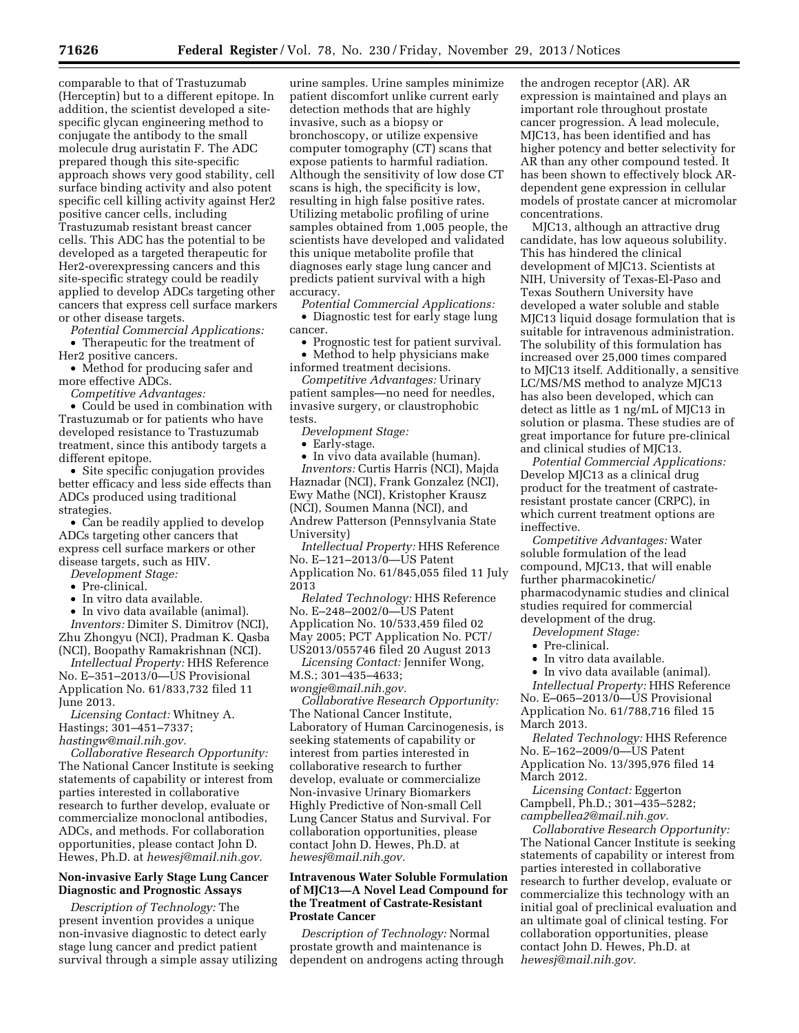comparable to that of Trastuzumab (Herceptin) but to a different epitope. In addition, the scientist developed a site-specific glycan engineering method to conjugate the antibody to the small molecule drug auristatin F. The ADC prepared though this site-specific approach shows very good stability, cell surface binding activity and also potent specific cell killing activity against Her2 positive cancer cells, including Trastuzumab resistant breast cancer cells. This ADC has the potential to be developed as a targeted therapeutic for Her2-overexpressing cancers and this site-specific strategy could be readily applied to develop ADCs targeting other cancers that express cell surface markers or other disease targets.

*Potential Commercial Applications:*

- Therapeutic for the treatment of Her2 positive cancers.
- Method for producing safer and more effective ADCs.

*Competitive Advantages:*

- Could be used in combination with Trastuzumab or for patients who have developed resistance to Trastuzumab treatment, since this antibody targets a different epitope.
- Site specific conjugation provides better efficacy and less side effects than ADCs produced using traditional strategies.
- Can be readily applied to develop ADCs targeting other cancers that express cell surface markers or other disease targets, such as HIV.

*Development Stage:*

- Pre-clinical.
- In vitro data available.
- In vivo data available (animal).

*Inventors:* Dimiter S. Dimitrov (NCI), Zhu Zhongyu (NCI), Pradman K. Qasba (NCI), Boopathy Ramakrishnan (NCI).

*Intellectual Property:* HHS Reference No. E–351–2013/0—US Provisional Application No. 61/833,732 filed 11 June 2013.

*Licensing Contact:* Whitney A. Hastings; 301–451–7337; *hastingw@mail.nih.gov.*

*Collaborative Research Opportunity:* The National Cancer Institute is seeking statements of capability or interest from parties interested in collaborative research to further develop, evaluate or commercialize monoclonal antibodies, ADCs, and methods. For collaboration opportunities, please contact John D. Hewes, Ph.D. at *hewesj@mail.nih.gov.*

## Non-invasive Early Stage Lung Cancer Diagnostic and Prognostic Assays

*Description of Technology:* The present invention provides a unique non-invasive diagnostic to detect early stage lung cancer and predict patient survival through a simple assay utilizing urine samples. Urine samples minimize patient discomfort unlike current early detection methods that are highly invasive, such as a biopsy or bronchoscopy, or utilize expensive computer tomography (CT) scans that expose patients to harmful radiation. Although the sensitivity of low dose CT scans is high, the specificity is low, resulting in high false positive rates. Utilizing metabolic profiling of urine samples obtained from 1,005 people, the scientists have developed and validated this unique metabolite profile that diagnoses early stage lung cancer and predicts patient survival with a high accuracy.

*Potential Commercial Applications:*

- Diagnostic test for early stage lung cancer.
- Prognostic test for patient survival.
- Method to help physicians make informed treatment decisions.

*Competitive Advantages:* Urinary patient samples—no need for needles, invasive surgery, or claustrophobic tests.

*Development Stage:*

- Early-stage.
- In vivo data available (human).

*Inventors:* Curtis Harris (NCI), Majda Haznadar (NCI), Frank Gonzalez (NCI), Ewy Mathe (NCI), Kristopher Krausz (NCI), Soumen Manna (NCI), and Andrew Patterson (Pennsylvania State University)

*Intellectual Property:* HHS Reference No. E–121–2013/0—US Patent Application No. 61/845,055 filed 11 July 2013

*Related Technology:* HHS Reference No. E–248–2002/0—US Patent Application No. 10/533,459 filed 02 May 2005; PCT Application No. PCT/US2013/055746 filed 20 August 2013

*Licensing Contact:* Jennifer Wong, M.S.; 301–435–4633; *wongje@mail.nih.gov.*

*Collaborative Research Opportunity:* The National Cancer Institute, Laboratory of Human Carcinogenesis, is seeking statements of capability or interest from parties interested in collaborative research to further develop, evaluate or commercialize Non-invasive Urinary Biomarkers Highly Predictive of Non-small Cell Lung Cancer Status and Survival. For collaboration opportunities, please contact John D. Hewes, Ph.D. at *hewesj@mail.nih.gov.*

## Intravenous Water Soluble Formulation of MJC13—A Novel Lead Compound for the Treatment of Castrate-Resistant Prostate Cancer

*Description of Technology:* Normal prostate growth and maintenance is dependent on androgens acting through the androgen receptor (AR). AR expression is maintained and plays an important role throughout prostate cancer progression. A lead molecule, MJC13, has been identified and has higher potency and better selectivity for AR than any other compound tested. It has been shown to effectively block AR-dependent gene expression in cellular models of prostate cancer at micromolar concentrations.

MJC13, although an attractive drug candidate, has low aqueous solubility. This has hindered the clinical development of MJC13. Scientists at NIH, University of Texas-El-Paso and Texas Southern University have developed a water soluble and stable MJC13 liquid dosage formulation that is suitable for intravenous administration. The solubility of this formulation has increased over 25,000 times compared to MJC13 itself. Additionally, a sensitive LC/MS/MS method to analyze MJC13 has also been developed, which can detect as little as 1 ng/mL of MJC13 in solution or plasma. These studies are of great importance for future pre-clinical and clinical studies of MJC13.

*Potential Commercial Applications:* Develop MJC13 as a clinical drug product for the treatment of castrate-resistant prostate cancer (CRPC), in which current treatment options are ineffective.

*Competitive Advantages:* Water soluble formulation of the lead compound, MJC13, that will enable further pharmacokinetic/pharmacodynamic studies and clinical studies required for commercial development of the drug.

*Development Stage:*

- Pre-clinical.
- In vitro data available.
- In vivo data available (animal).

*Intellectual Property:* HHS Reference No. E–065–2013/0—US Provisional Application No. 61/788,716 filed 15 March 2013.

*Related Technology:* HHS Reference No. E–162–2009/0—US Patent Application No. 13/395,976 filed 14 March 2012.

*Licensing Contact:* Eggerton Campbell, Ph.D.; 301–435–5282; *campbellea2@mail.nih.gov.*

*Collaborative Research Opportunity:* The National Cancer Institute is seeking statements of capability or interest from parties interested in collaborative research to further develop, evaluate or commercialize this technology with an initial goal of preclinical evaluation and an ultimate goal of clinical testing. For collaboration opportunities, please contact John D. Hewes, Ph.D. at *hewesj@mail.nih.gov.*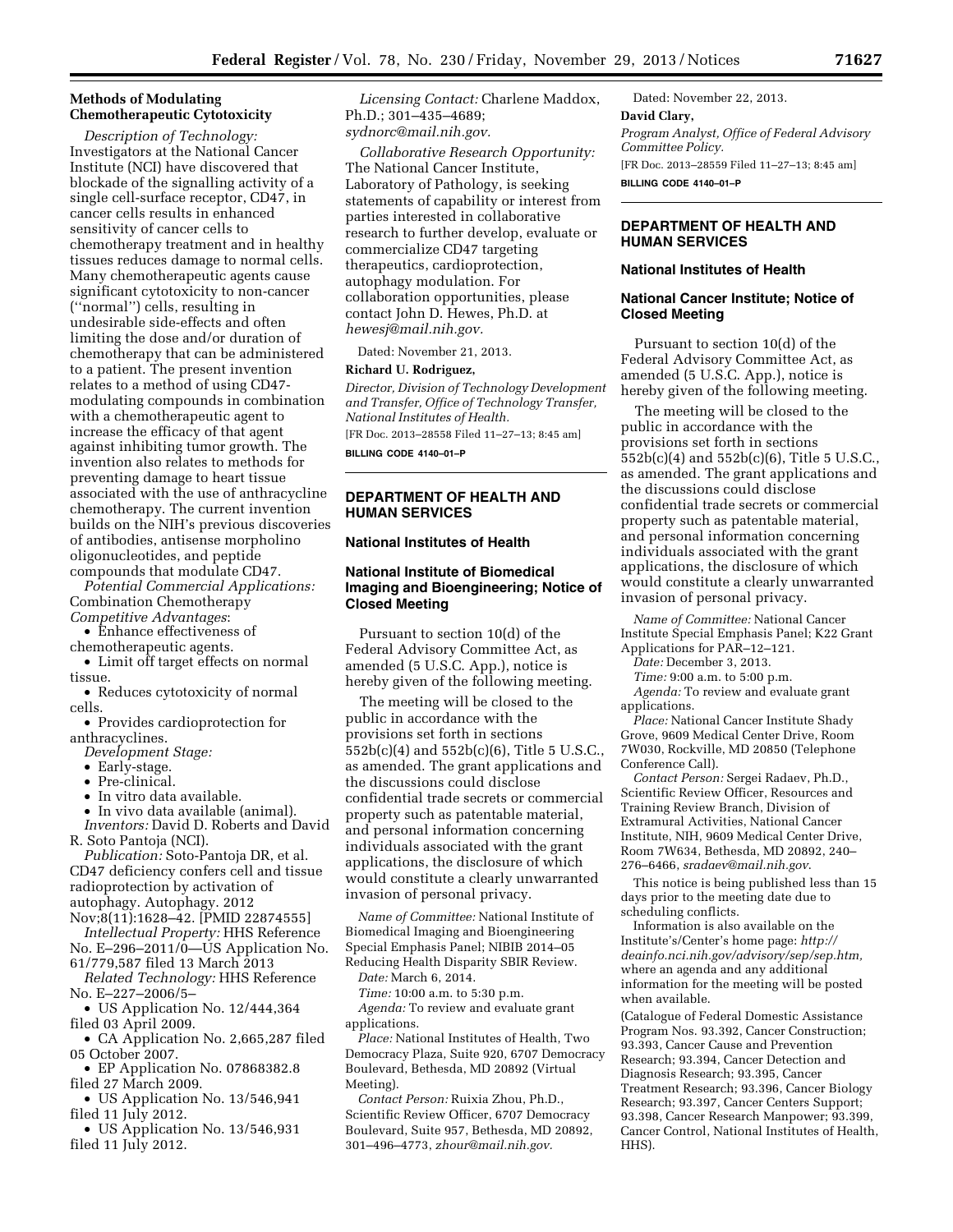### Methods of Modulating Chemotherapeutic Cytotoxicity

*Description of Technology:* Investigators at the National Cancer Institute (NCI) have discovered that blockade of the signalling activity of a single cell-surface receptor, CD47, in cancer cells results in enhanced sensitivity of cancer cells to chemotherapy treatment and in healthy tissues reduces damage to normal cells. Many chemotherapeutic agents cause significant cytotoxicity to non-cancer (''normal'') cells, resulting in undesirable side-effects and often limiting the dose and/or duration of chemotherapy that can be administered to a patient. The present invention relates to a method of using CD47-modulating compounds in combination with a chemotherapeutic agent to increase the efficacy of that agent against inhibiting tumor growth. The invention also relates to methods for preventing damage to heart tissue associated with the use of anthracycline chemotherapy. The current invention builds on the NIH's previous discoveries of antibodies, antisense morpholino oligonucleotides, and peptide compounds that modulate CD47.

*Potential Commercial Applications:* Combination Chemotherapy

*Competitive Advantages*:

- Enhance effectiveness of chemotherapeutic agents.
- Limit off target effects on normal tissue.
- Reduces cytotoxicity of normal cells.
- Provides cardioprotection for anthracyclines.

*Development Stage:*

- Early-stage.
- Pre-clinical.
- In vitro data available.
- In vivo data available (animal).

*Inventors:* David D. Roberts and David R. Soto Pantoja (NCI).

*Publication:* Soto-Pantoja DR, et al. CD47 deficiency confers cell and tissue radioprotection by activation of autophagy. Autophagy. 2012 Nov;8(11):1628–42. [PMID 22874555]

*Intellectual Property:* HHS Reference No. E–296–2011/0—US Application No. 61/779,587 filed 13 March 2013

*Related Technology:* HHS Reference No. E–227–2006/5–

- US Application No. 12/444,364 filed 03 April 2009.
- CA Application No. 2,665,287 filed 05 October 2007.
- EP Application No. 07868382.8 filed 27 March 2009.
- US Application No. 13/546,941 filed 11 July 2012.
- US Application No. 13/546,931 filed 11 July 2012.

*Licensing Contact:* Charlene Maddox, Ph.D.; 301–435–4689; *sydnorc@mail.nih.gov.*

*Collaborative Research Opportunity:* The National Cancer Institute, Laboratory of Pathology, is seeking statements of capability or interest from parties interested in collaborative research to further develop, evaluate or commercialize CD47 targeting therapeutics, cardioprotection, autophagy modulation. For collaboration opportunities, please contact John D. Hewes, Ph.D. at *hewesj@mail.nih.gov.*

Dated: November 21, 2013.

**Richard U. Rodriguez,**

*Director, Division of Technology Development and Transfer, Office of Technology Transfer, National Institutes of Health.*

[FR Doc. 2013–28558 Filed 11–27–13; 8:45 am]

**BILLING CODE 4140–01–P**

## DEPARTMENT OF HEALTH AND HUMAN SERVICES

### National Institutes of Health

### National Institute of Biomedical Imaging and Bioengineering; Notice of Closed Meeting

Pursuant to section 10(d) of the Federal Advisory Committee Act, as amended (5 U.S.C. App.), notice is hereby given of the following meeting.

The meeting will be closed to the public in accordance with the provisions set forth in sections 552b(c)(4) and 552b(c)(6), Title 5 U.S.C., as amended. The grant applications and the discussions could disclose confidential trade secrets or commercial property such as patentable material, and personal information concerning individuals associated with the grant applications, the disclosure of which would constitute a clearly unwarranted invasion of personal privacy.

*Name of Committee:* National Institute of Biomedical Imaging and Bioengineering Special Emphasis Panel; NIBIB 2014–05 Reducing Health Disparity SBIR Review.

*Date:* March 6, 2014.

*Time:* 10:00 a.m. to 5:30 p.m.

*Agenda:* To review and evaluate grant applications.

*Place:* National Institutes of Health, Two Democracy Plaza, Suite 920, 6707 Democracy Boulevard, Bethesda, MD 20892 (Virtual Meeting).

*Contact Person:* Ruixia Zhou, Ph.D., Scientific Review Officer, 6707 Democracy Boulevard, Suite 957, Bethesda, MD 20892, 301–496–4773, *zhour@mail.nih.gov.*

Dated: November 22, 2013.

**David Clary,**

*Program Analyst, Office of Federal Advisory Committee Policy.*

[FR Doc. 2013–28559 Filed 11–27–13; 8:45 am]

**BILLING CODE 4140–01–P**

## DEPARTMENT OF HEALTH AND HUMAN SERVICES

### National Institutes of Health

### National Cancer Institute; Notice of Closed Meeting

Pursuant to section 10(d) of the Federal Advisory Committee Act, as amended (5 U.S.C. App.), notice is hereby given of the following meeting.

The meeting will be closed to the public in accordance with the provisions set forth in sections 552b(c)(4) and 552b(c)(6), Title 5 U.S.C., as amended. The grant applications and the discussions could disclose confidential trade secrets or commercial property such as patentable material, and personal information concerning individuals associated with the grant applications, the disclosure of which would constitute a clearly unwarranted invasion of personal privacy.

*Name of Committee:* National Cancer Institute Special Emphasis Panel; K22 Grant Applications for PAR–12–121.

*Date:* December 3, 2013.

*Time:* 9:00 a.m. to 5:00 p.m.

*Agenda:* To review and evaluate grant applications.

*Place:* National Cancer Institute Shady Grove, 9609 Medical Center Drive, Room 7W030, Rockville, MD 20850 (Telephone Conference Call).

*Contact Person:* Sergei Radaev, Ph.D., Scientific Review Officer, Resources and Training Review Branch, Division of Extramural Activities, National Cancer Institute, NIH, 9609 Medical Center Drive, Room 7W634, Bethesda, MD 20892, 240–276–6466, *sradaev@mail.nih.gov*.

This notice is being published less than 15 days prior to the meeting date due to scheduling conflicts.

Information is also available on the Institute's/Center's home page: *http://deainfo.nci.nih.gov/advisory/sep/sep.htm,* where an agenda and any additional information for the meeting will be posted when available.

(Catalogue of Federal Domestic Assistance Program Nos. 93.392, Cancer Construction; 93.393, Cancer Cause and Prevention Research; 93.394, Cancer Detection and Diagnosis Research; 93.395, Cancer Treatment Research; 93.396, Cancer Biology Research; 93.397, Cancer Centers Support; 93.398, Cancer Research Manpower; 93.399, Cancer Control, National Institutes of Health, HHS).